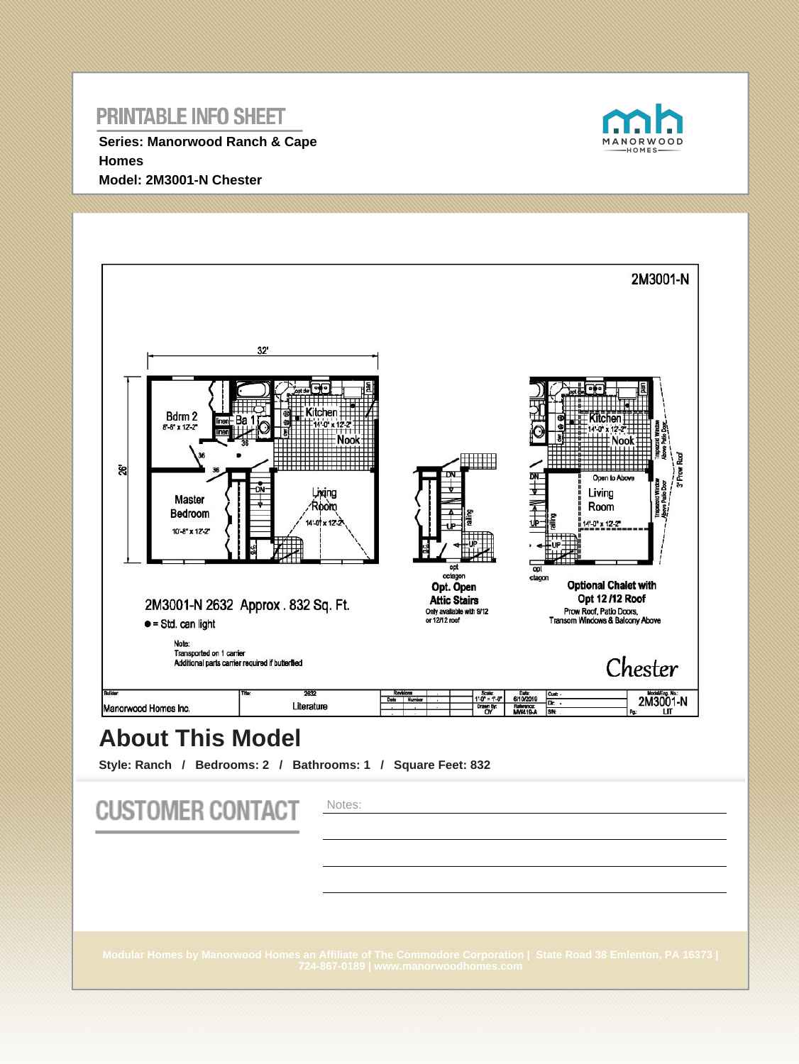# PRINTABLE INFO SHEET

**Series: Manorwood Ranch & Cape Homes**
**Model: 2M3001-N Chester**

MANORWOOD HOMES

2M3001-N

32'

26'

Bdrm 2
8'-8" x 12'-2"

linen

linen

Ba 1

Kitchen
14'-0" x 12'-2"

Nook

Master Bedroom
10'-8" x 12'-2"

Living Room
14'-0" x 12'-2"

DN

opt octagon

**Opt. Open Attic Stairs**
Only available with 8/12 or 12/12 roof

DN

UP

railing

Kitchen
14'-0" x 12'-2"

Nook

Open to Above

Living Room
14'-0" x 12'-2"

Trapezoid Window Above Patio Door

3' Prow Roof

opt octagon

**Optional Chalet with Opt 12/12 Roof**
Prow Roof, Patio Doors, Transom Windows & Balcony Above

2M3001-N 2632 Approx. 832 Sq. Ft.

● = Std. can light

Note:
Transported on 1 carrier
Additional parts carrier required if butterflied

*Chester*

| Builder: Manorwood Homes Inc. | Title: 2632 Literature | Revisions | Scale: 1'-0" = 1'-0" Drawn By: CY | Date: 6/10/2010 Reference: MW419-A | Cust: Dlr: S/N: | Model/Eng. No.: 2M3001-N Pg: LIT |
|---|---|---|---|---|---|---|

## About This Model

**Style: Ranch / Bedrooms: 2 / Bathrooms: 1 / Square Feet: 832**

# CUSTOMER CONTACT

Notes:

Modular Homes by Manorwood Homes an Affiliate of The Commodore Corporation | State Road 38 Emlenton, PA 16373 | 724-867-0189 | www.manorwoodhomes.com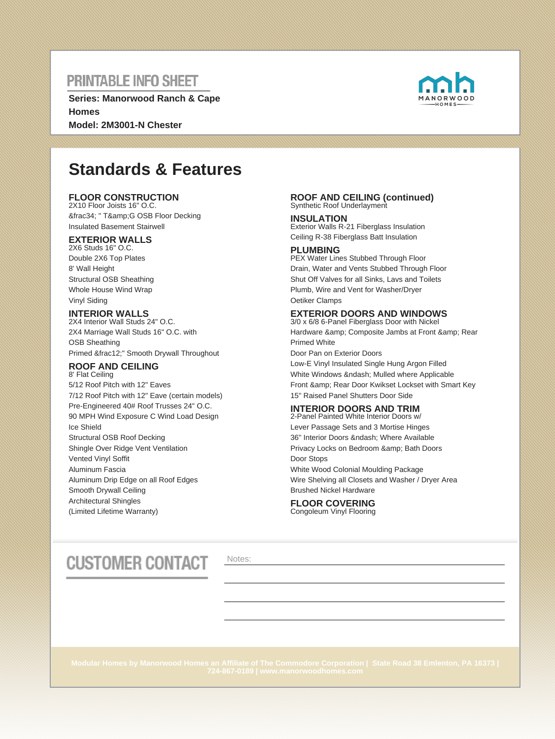## PRINTABLE INFO SHEET

**Series: Manorwood Ranch & Cape Homes**
**Model: 2M3001-N Chester**

# Standards & Features

### FLOOR CONSTRUCTION
2X10 Floor Joists 16" O.C.
&frac34; " T&amp;G OSB Floor Decking
Insulated Basement Stairwell

### EXTERIOR WALLS
2X6 Studs 16" O.C.
Double 2X6 Top Plates
8' Wall Height
Structural OSB Sheathing
Whole House Wind Wrap
Vinyl Siding

### INTERIOR WALLS
2X4 Interior Wall Studs 24" O.C.
2X4 Marriage Wall Studs 16" O.C. with OSB Sheathing
Primed &frac12;" Smooth Drywall Throughout

### ROOF AND CEILING
8' Flat Ceiling
5/12 Roof Pitch with 12" Eaves
7/12 Roof Pitch with 12" Eave (certain models)
Pre-Engineered 40# Roof Trusses 24" O.C.
90 MPH Wind Exposure C Wind Load Design
Ice Shield
Structural OSB Roof Decking
Shingle Over Ridge Vent Ventilation
Vented Vinyl Soffit
Aluminum Fascia
Aluminum Drip Edge on all Roof Edges
Smooth Drywall Ceiling
Architectural Shingles
(Limited Lifetime Warranty)

### ROOF AND CEILING (continued)
Synthetic Roof Underlayment

### INSULATION
Exterior Walls R-21 Fiberglass Insulation
Ceiling R-38 Fiberglass Batt Insulation

### PLUMBING
PEX Water Lines Stubbed Through Floor
Drain, Water and Vents Stubbed Through Floor
Shut Off Valves for all Sinks, Lavs and Toilets
Plumb, Wire and Vent for Washer/Dryer
Oetiker Clamps

### EXTERIOR DOORS AND WINDOWS
3/0 x 6/8 6-Panel Fiberglass Door with Nickel Hardware &amp; Composite Jambs at Front &amp; Rear Primed White
Door Pan on Exterior Doors
Low-E Vinyl Insulated Single Hung Argon Filled White Windows &ndash; Mulled where Applicable
Front &amp; Rear Door Kwikset Lockset with Smart Key
15" Raised Panel Shutters Door Side

### INTERIOR DOORS AND TRIM
2-Panel Painted White Interior Doors w/ Lever Passage Sets and 3 Mortise Hinges
36" Interior Doors &ndash; Where Available
Privacy Locks on Bedroom &amp; Bath Doors
Door Stops
White Wood Colonial Moulding Package
Wire Shelving all Closets and Washer / Dryer Area
Brushed Nickel Hardware

### FLOOR COVERING
Congoleum Vinyl Flooring

## CUSTOMER CONTACT

Notes:

Modular Homes by Manorwood Homes an Affiliate of The Commodore Corporation | State Road 38 Emlenton, PA 16373 | 724-867-0189 | www.manorwoodhomes.com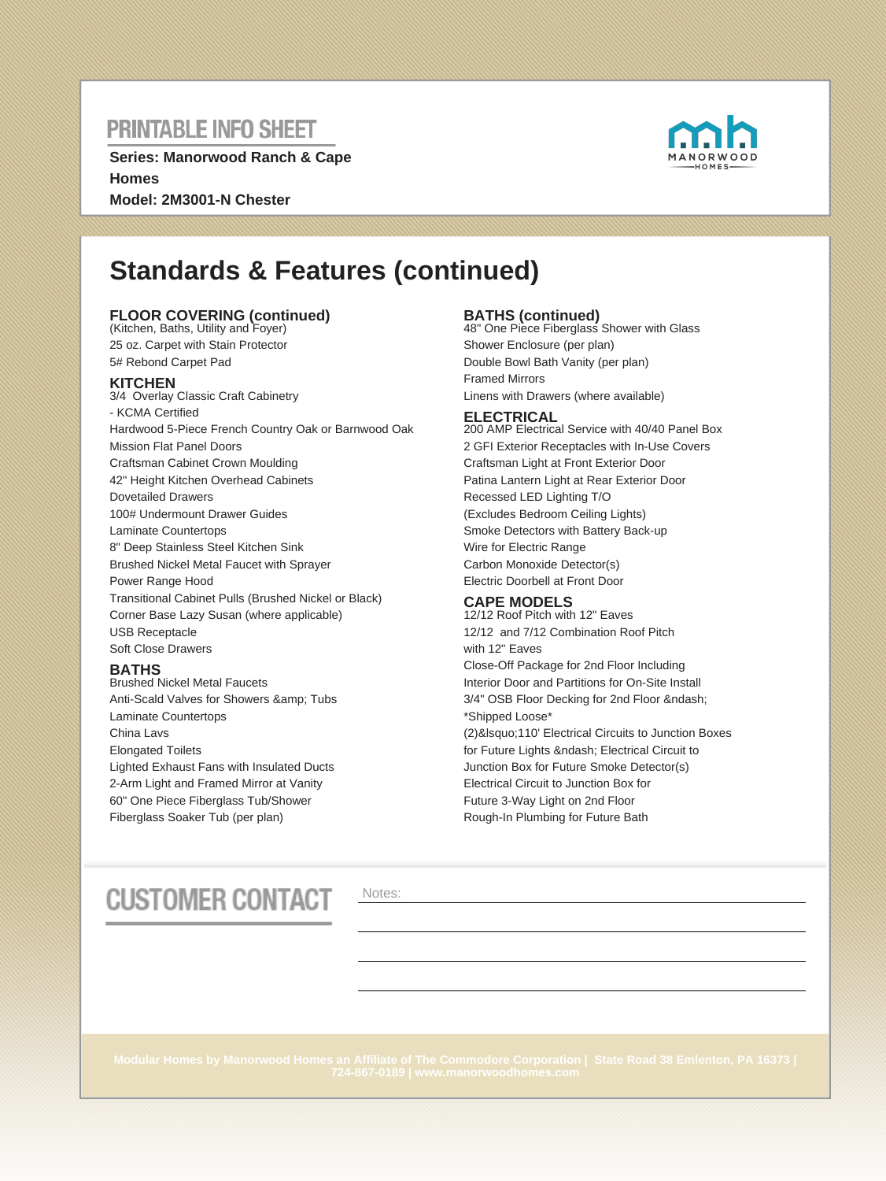# PRINTABLE INFO SHEET

**Series: Manorwood Ranch & Cape Homes**
**Model: 2M3001-N Chester**

## Standards & Features (continued)

### FLOOR COVERING (continued)

(Kitchen, Baths, Utility and Foyer)
25 oz. Carpet with Stain Protector
5# Rebond Carpet Pad

### KITCHEN

3/4 Overlay Classic Craft Cabinetry
- KCMA Certified
Hardwood 5-Piece French Country Oak or Barnwood Oak
Mission Flat Panel Doors
Craftsman Cabinet Crown Moulding
42" Height Kitchen Overhead Cabinets
Dovetailed Drawers
100# Undermount Drawer Guides
Laminate Countertops
8" Deep Stainless Steel Kitchen Sink
Brushed Nickel Metal Faucet with Sprayer
Power Range Hood
Transitional Cabinet Pulls (Brushed Nickel or Black)
Corner Base Lazy Susan (where applicable)
USB Receptacle
Soft Close Drawers

### BATHS

Brushed Nickel Metal Faucets
Anti-Scald Valves for Showers &amp; Tubs
Laminate Countertops
China Lavs
Elongated Toilets
Lighted Exhaust Fans with Insulated Ducts
2-Arm Light and Framed Mirror at Vanity
60" One Piece Fiberglass Tub/Shower
Fiberglass Soaker Tub (per plan)

### BATHS (continued)

48" One Piece Fiberglass Shower with Glass Shower Enclosure (per plan)
Double Bowl Bath Vanity (per plan)
Framed Mirrors
Linens with Drawers (where available)

### ELECTRICAL

200 AMP Electrical Service with 40/40 Panel Box
2 GFI Exterior Receptacles with In-Use Covers
Craftsman Light at Front Exterior Door
Patina Lantern Light at Rear Exterior Door
Recessed LED Lighting T/O
(Excludes Bedroom Ceiling Lights)
Smoke Detectors with Battery Back-up
Wire for Electric Range
Carbon Monoxide Detector(s)
Electric Doorbell at Front Door

### CAPE MODELS

12/12 Roof Pitch with 12" Eaves
12/12 and 7/12 Combination Roof Pitch with 12" Eaves
Close-Off Package for 2nd Floor Including Interior Door and Partitions for On-Site Install
3/4" OSB Floor Decking for 2nd Floor &ndash; *Shipped Loose*
(2)&lsquo;110' Electrical Circuits to Junction Boxes for Future Lights &ndash; Electrical Circuit to Junction Box for Future Smoke Detector(s)
Electrical Circuit to Junction Box for Future 3-Way Light on 2nd Floor
Rough-In Plumbing for Future Bath

# CUSTOMER CONTACT

Notes:

Modular Homes by Manorwood Homes an Affiliate of The Commodore Corporation | State Road 38 Emlenton, PA 16373 | 724-867-0189 | www.manorwoodhomes.com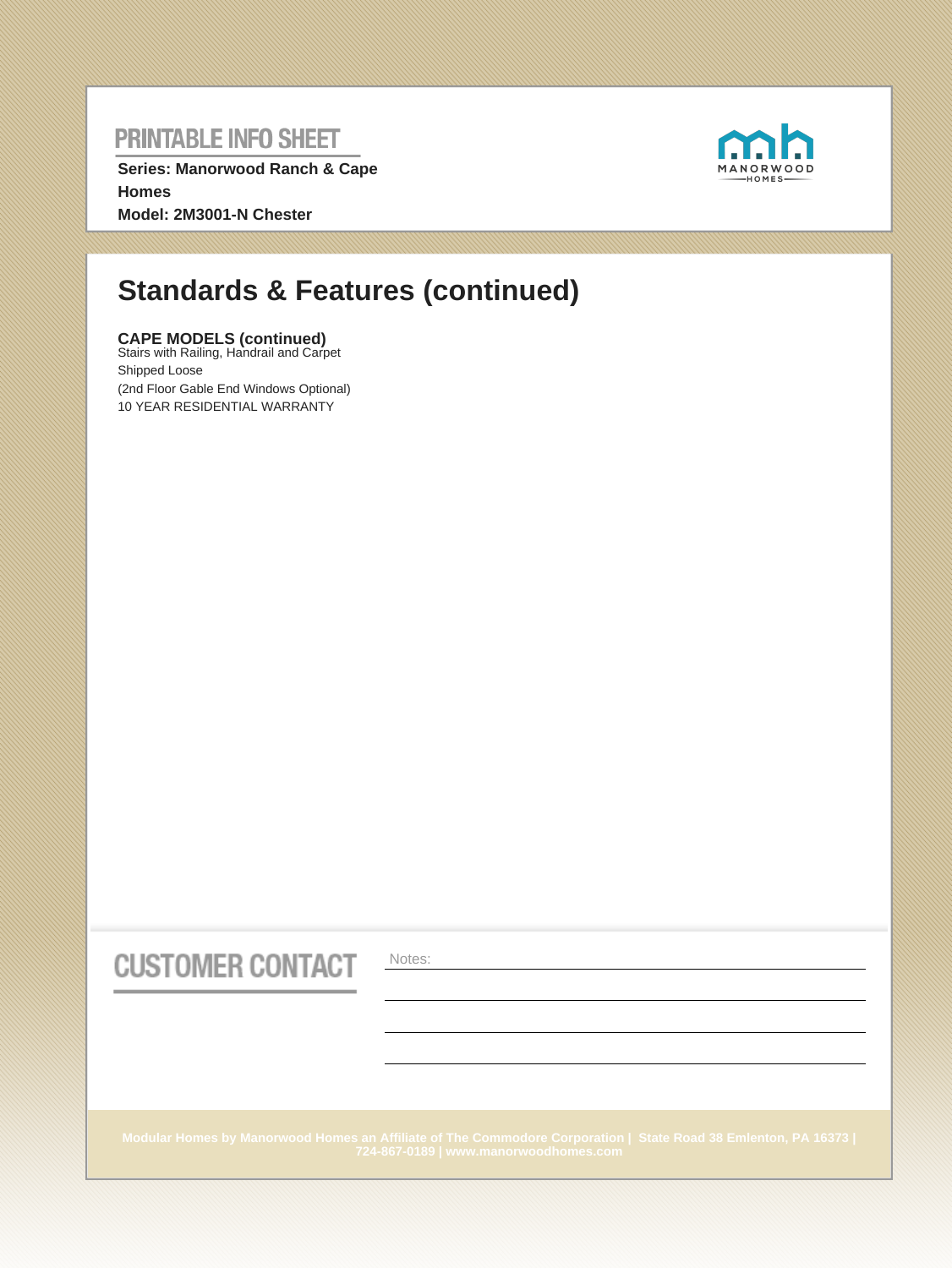PRINTABLE INFO SHEET

**Series: Manorwood Ranch & Cape Homes**
**Model: 2M3001-N Chester**

# Standards & Features (continued)

### CAPE MODELS (continued)

Stairs with Railing, Handrail and Carpet
Shipped Loose
(2nd Floor Gable End Windows Optional)
10 YEAR RESIDENTIAL WARRANTY

## CUSTOMER CONTACT

Notes:

Modular Homes by Manorwood Homes an Affiliate of The Commodore Corporation | State Road 38 Emlenton, PA 16373 | 724-867-0189 | www.manorwoodhomes.com